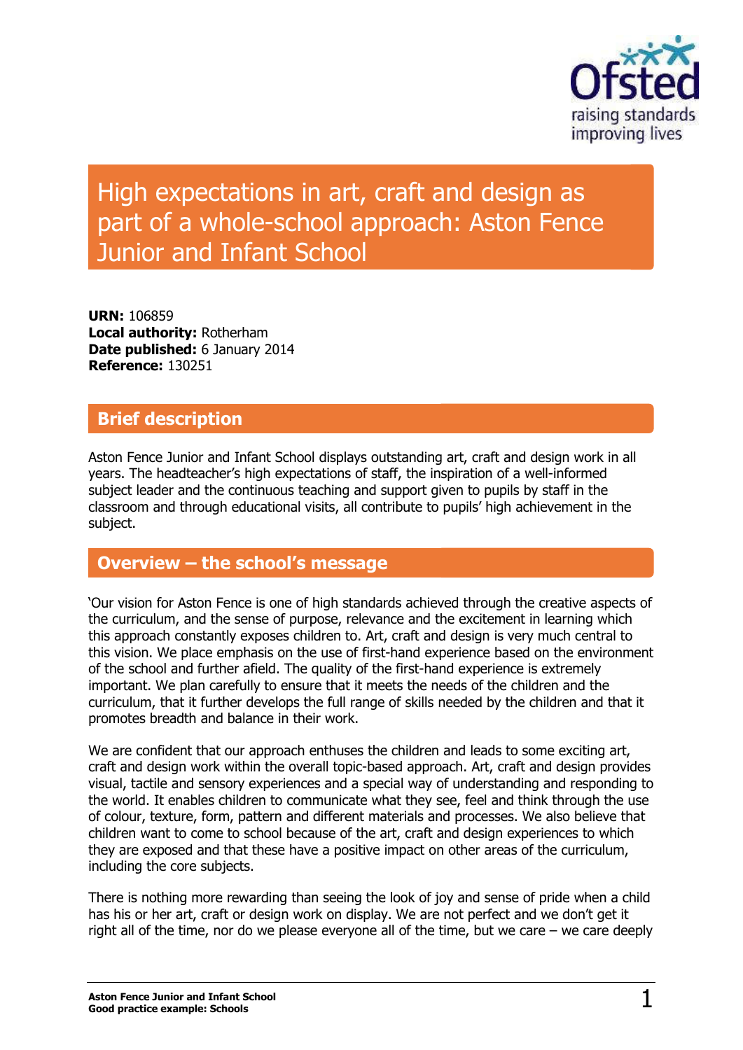# High expectations in art, craft and design as part of a whole-school approach: Aston Fence Junior and Infant School

**URN:** 106859
**Local authority:** Rotherham
**Date published:** 6 January 2014
**Reference:** 130251

## Brief description

Aston Fence Junior and Infant School displays outstanding art, craft and design work in all years. The headteacher's high expectations of staff, the inspiration of a well-informed subject leader and the continuous teaching and support given to pupils by staff in the classroom and through educational visits, all contribute to pupils' high achievement in the subject.

## Overview – the school's message

'Our vision for Aston Fence is one of high standards achieved through the creative aspects of the curriculum, and the sense of purpose, relevance and the excitement in learning which this approach constantly exposes children to. Art, craft and design is very much central to this vision. We place emphasis on the use of first-hand experience based on the environment of the school and further afield. The quality of the first-hand experience is extremely important. We plan carefully to ensure that it meets the needs of the children and the curriculum, that it further develops the full range of skills needed by the children and that it promotes breadth and balance in their work.

We are confident that our approach enthuses the children and leads to some exciting art, craft and design work within the overall topic-based approach. Art, craft and design provides visual, tactile and sensory experiences and a special way of understanding and responding to the world. It enables children to communicate what they see, feel and think through the use of colour, texture, form, pattern and different materials and processes. We also believe that children want to come to school because of the art, craft and design experiences to which they are exposed and that these have a positive impact on other areas of the curriculum, including the core subjects.

There is nothing more rewarding than seeing the look of joy and sense of pride when a child has his or her art, craft or design work on display. We are not perfect and we don't get it right all of the time, nor do we please everyone all of the time, but we care – we care deeply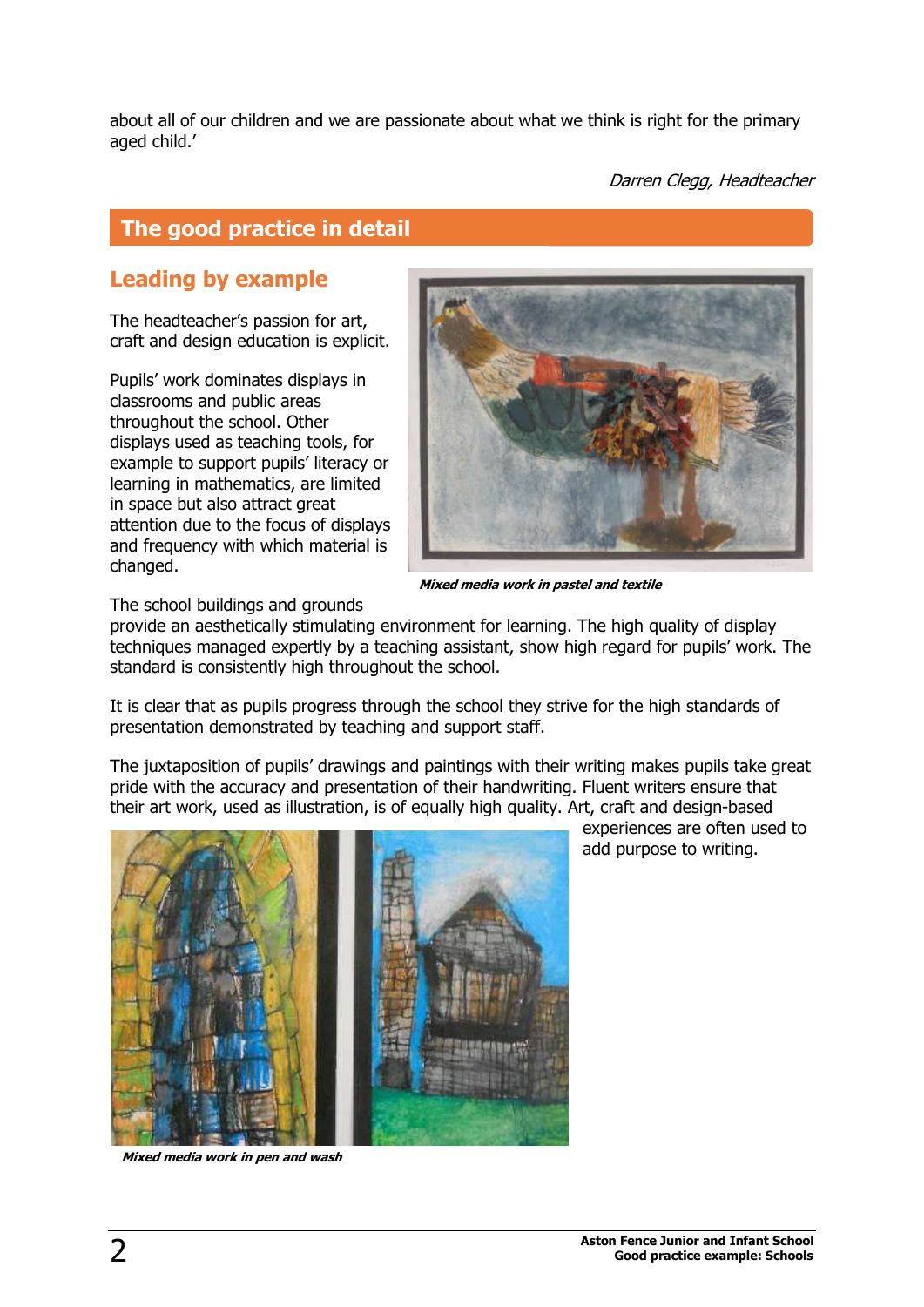about all of our children and we are passionate about what we think is right for the primary aged child.'

*Darren Clegg, Headteacher*

## The good practice in detail

### Leading by example

The headteacher's passion for art, craft and design education is explicit.

Pupils' work dominates displays in classrooms and public areas throughout the school. Other displays used as teaching tools, for example to support pupils' literacy or learning in mathematics, are limited in space but also attract great attention due to the focus of displays and frequency with which material is changed.

***Mixed media work in pastel and textile***

The school buildings and grounds provide an aesthetically stimulating environment for learning. The high quality of display techniques managed expertly by a teaching assistant, show high regard for pupils' work. The standard is consistently high throughout the school.

It is clear that as pupils progress through the school they strive for the high standards of presentation demonstrated by teaching and support staff.

The juxtaposition of pupils' drawings and paintings with their writing makes pupils take great pride with the accuracy and presentation of their handwriting. Fluent writers ensure that their art work, used as illustration, is of equally high quality. Art, craft and design-based experiences are often used to add purpose to writing.

***Mixed media work in pen and wash***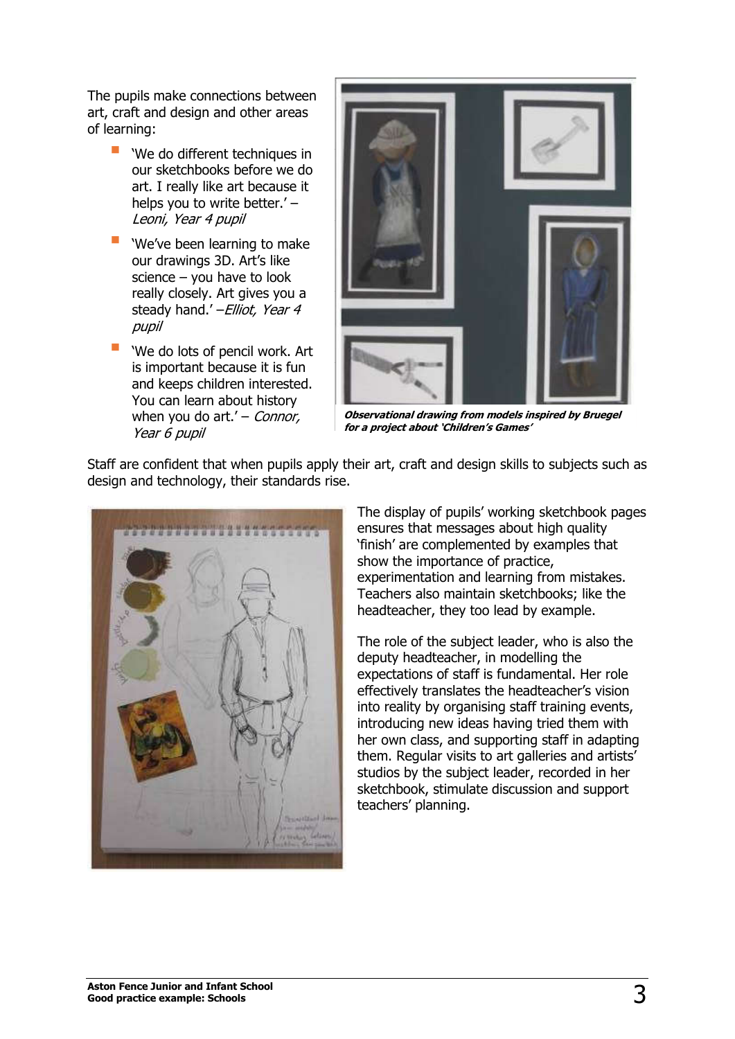The pupils make connections between art, craft and design and other areas of learning:

- 'We do different techniques in our sketchbooks before we do art. I really like art because it helps you to write better.' – *Leoni, Year 4 pupil*
- 'We've been learning to make our drawings 3D. Art's like science – you have to look really closely. Art gives you a steady hand.' –*Elliot, Year 4 pupil*
- 'We do lots of pencil work. Art is important because it is fun and keeps children interested. You can learn about history when you do art.' – *Connor, Year 6 pupil*

***Observational drawing from models inspired by Bruegel for a project about 'Children's Games'***

Staff are confident that when pupils apply their art, craft and design skills to subjects such as design and technology, their standards rise.

The display of pupils' working sketchbook pages ensures that messages about high quality 'finish' are complemented by examples that show the importance of practice, experimentation and learning from mistakes. Teachers also maintain sketchbooks; like the headteacher, they too lead by example.

The role of the subject leader, who is also the deputy headteacher, in modelling the expectations of staff is fundamental. Her role effectively translates the headteacher's vision into reality by organising staff training events, introducing new ideas having tried them with her own class, and supporting staff in adapting them. Regular visits to art galleries and artists' studios by the subject leader, recorded in her sketchbook, stimulate discussion and support teachers' planning.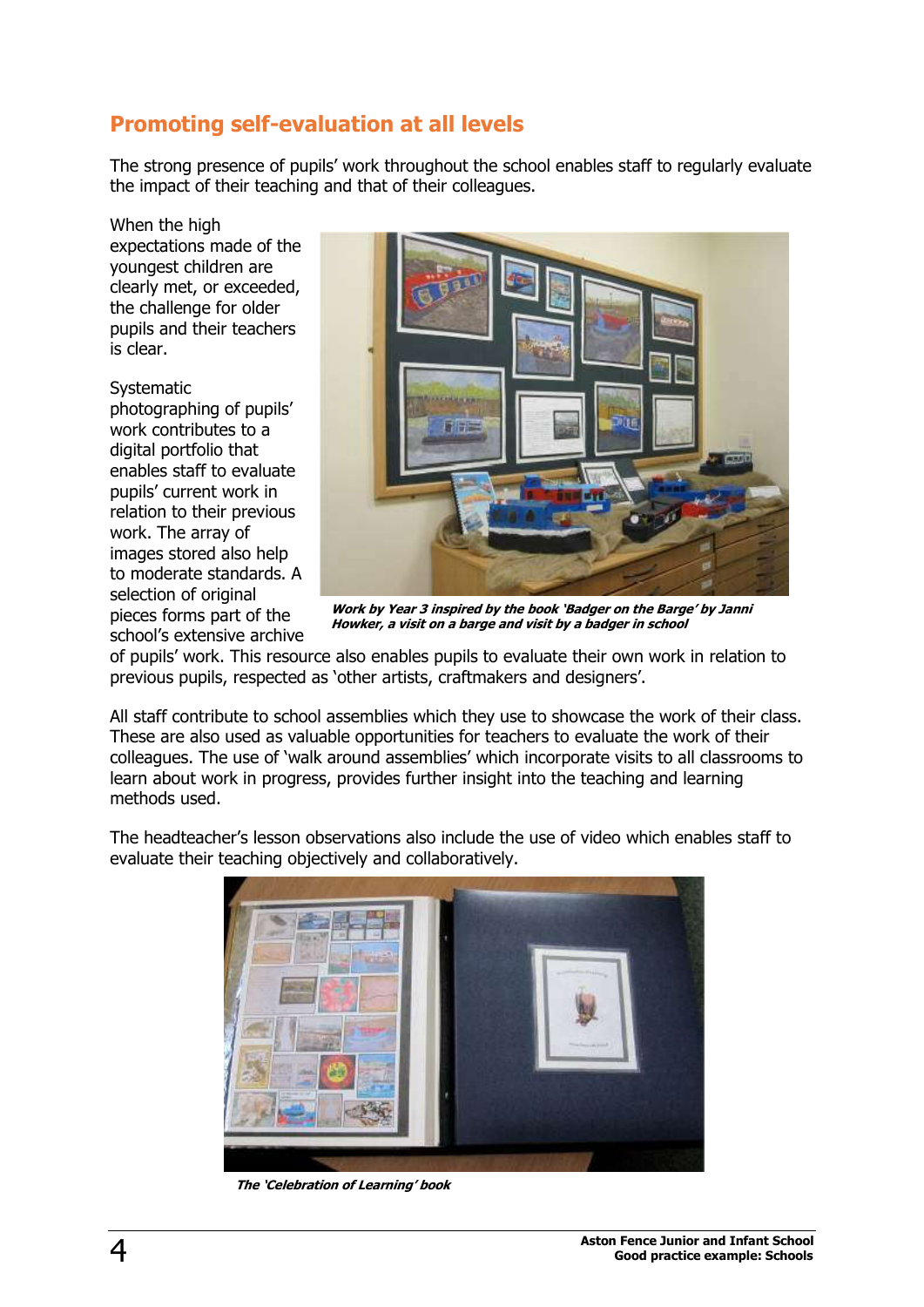## Promoting self-evaluation at all levels

The strong presence of pupils' work throughout the school enables staff to regularly evaluate the impact of their teaching and that of their colleagues.

When the high expectations made of the youngest children are clearly met, or exceeded, the challenge for older pupils and their teachers is clear.

Systematic photographing of pupils' work contributes to a digital portfolio that enables staff to evaluate pupils' current work in relation to their previous work. The array of images stored also help to moderate standards. A selection of original pieces forms part of the school's extensive archive of pupils' work. This resource also enables pupils to evaluate their own work in relation to previous pupils, respected as 'other artists, craftmakers and designers'.

***Work by Year 3 inspired by the book 'Badger on the Barge' by Janni Howker, a visit on a barge and visit by a badger in school***

All staff contribute to school assemblies which they use to showcase the work of their class. These are also used as valuable opportunities for teachers to evaluate the work of their colleagues. The use of 'walk around assemblies' which incorporate visits to all classrooms to learn about work in progress, provides further insight into the teaching and learning methods used.

The headteacher's lesson observations also include the use of video which enables staff to evaluate their teaching objectively and collaboratively.

***The 'Celebration of Learning' book***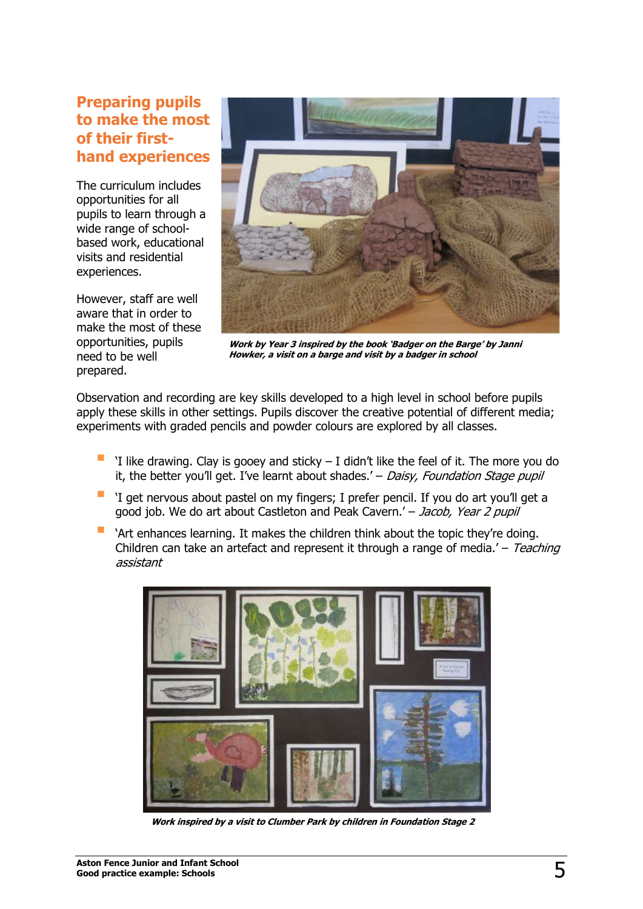## Preparing pupils to make the most of their first-hand experiences

The curriculum includes opportunities for all pupils to learn through a wide range of school-based work, educational visits and residential experiences.

However, staff are well aware that in order to make the most of these opportunities, pupils need to be well prepared.

***Work by Year 3 inspired by the book 'Badger on the Barge' by Janni Howker, a visit on a barge and visit by a badger in school***

Observation and recording are key skills developed to a high level in school before pupils apply these skills in other settings. Pupils discover the creative potential of different media; experiments with graded pencils and powder colours are explored by all classes.

- 'I like drawing. Clay is gooey and sticky – I didn't like the feel of it. The more you do it, the better you'll get. I've learnt about shades.' – *Daisy, Foundation Stage pupil*
- 'I get nervous about pastel on my fingers; I prefer pencil. If you do art you'll get a good job. We do art about Castleton and Peak Cavern.' – *Jacob, Year 2 pupil*
- 'Art enhances learning. It makes the children think about the topic they're doing. Children can take an artefact and represent it through a range of media.' – *Teaching assistant*

***Work inspired by a visit to Clumber Park by children in Foundation Stage 2***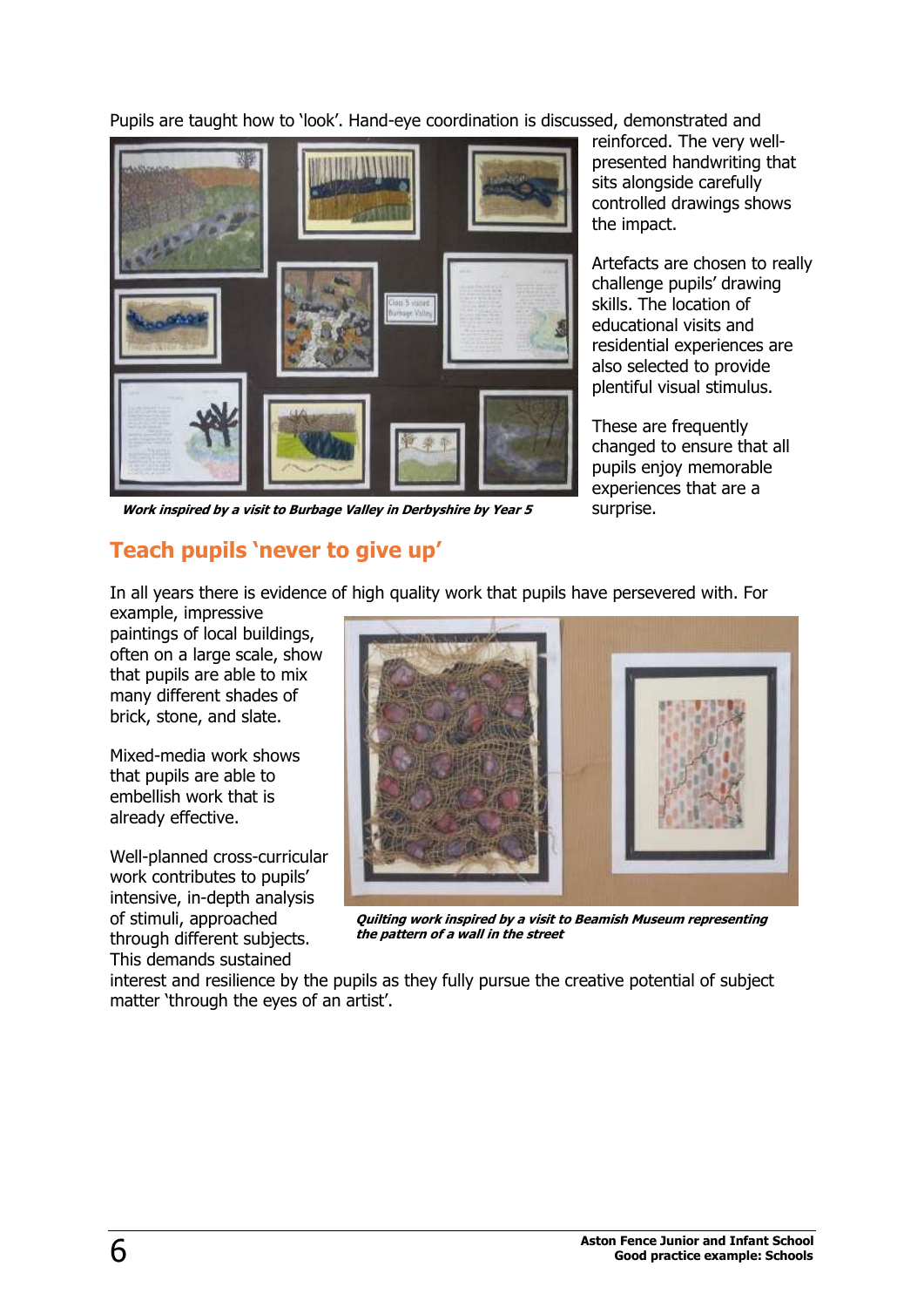Pupils are taught how to 'look'. Hand-eye coordination is discussed, demonstrated and reinforced. The very well-presented handwriting that sits alongside carefully controlled drawings shows the impact.

*Work inspired by a visit to Burbage Valley in Derbyshire by Year 5*

Artefacts are chosen to really challenge pupils' drawing skills. The location of educational visits and residential experiences are also selected to provide plentiful visual stimulus.

These are frequently changed to ensure that all pupils enjoy memorable experiences that are a surprise.

## Teach pupils 'never to give up'

In all years there is evidence of high quality work that pupils have persevered with. For example, impressive paintings of local buildings, often on a large scale, show that pupils are able to mix many different shades of brick, stone, and slate.

Mixed-media work shows that pupils are able to embellish work that is already effective.

*Quilting work inspired by a visit to Beamish Museum representing the pattern of a wall in the street*

Well-planned cross-curricular work contributes to pupils' intensive, in-depth analysis of stimuli, approached through different subjects. This demands sustained interest and resilience by the pupils as they fully pursue the creative potential of subject matter 'through the eyes of an artist'.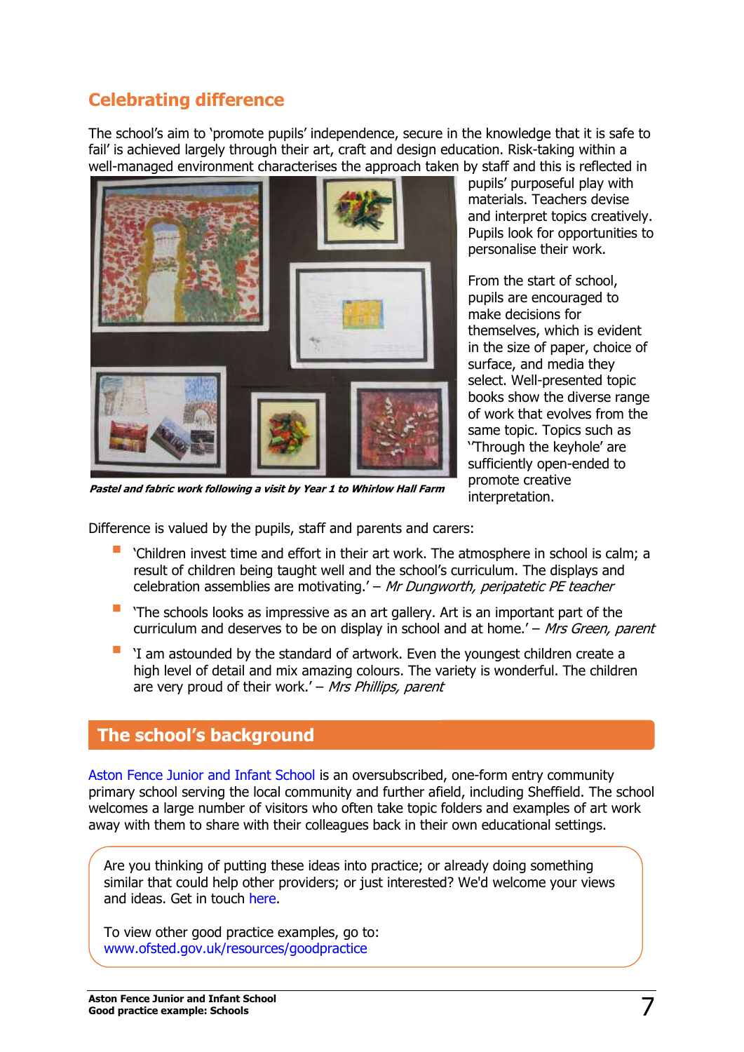## Celebrating difference

The school's aim to 'promote pupils' independence, secure in the knowledge that it is safe to fail' is achieved largely through their art, craft and design education. Risk-taking within a well-managed environment characterises the approach taken by staff and this is reflected in pupils' purposeful play with materials. Teachers devise and interpret topics creatively. Pupils look for opportunities to personalise their work.

***Pastel and fabric work following a visit by Year 1 to Whirlow Hall Farm***

From the start of school, pupils are encouraged to make decisions for themselves, which is evident in the size of paper, choice of surface, and media they select. Well-presented topic books show the diverse range of work that evolves from the same topic. Topics such as 'Through the keyhole' are sufficiently open-ended to promote creative interpretation.

Difference is valued by the pupils, staff and parents and carers:

- 'Children invest time and effort in their art work. The atmosphere in school is calm; a result of children being taught well and the school's curriculum. The displays and celebration assemblies are motivating.' – *Mr Dungworth, peripatetic PE teacher*
- 'The schools looks as impressive as an art gallery. Art is an important part of the curriculum and deserves to be on display in school and at home.' – *Mrs Green, parent*
- 'I am astounded by the standard of artwork. Even the youngest children create a high level of detail and mix amazing colours. The variety is wonderful. The children are very proud of their work.' – *Mrs Phillips, parent*

## The school's background

Aston Fence Junior and Infant School is an oversubscribed, one-form entry community primary school serving the local community and further afield, including Sheffield. The school welcomes a large number of visitors who often take topic folders and examples of art work away with them to share with their colleagues back in their own educational settings.

Are you thinking of putting these ideas into practice; or already doing something similar that could help other providers; or just interested? We'd welcome your views and ideas. Get in touch here.

To view other good practice examples, go to:
www.ofsted.gov.uk/resources/goodpractice